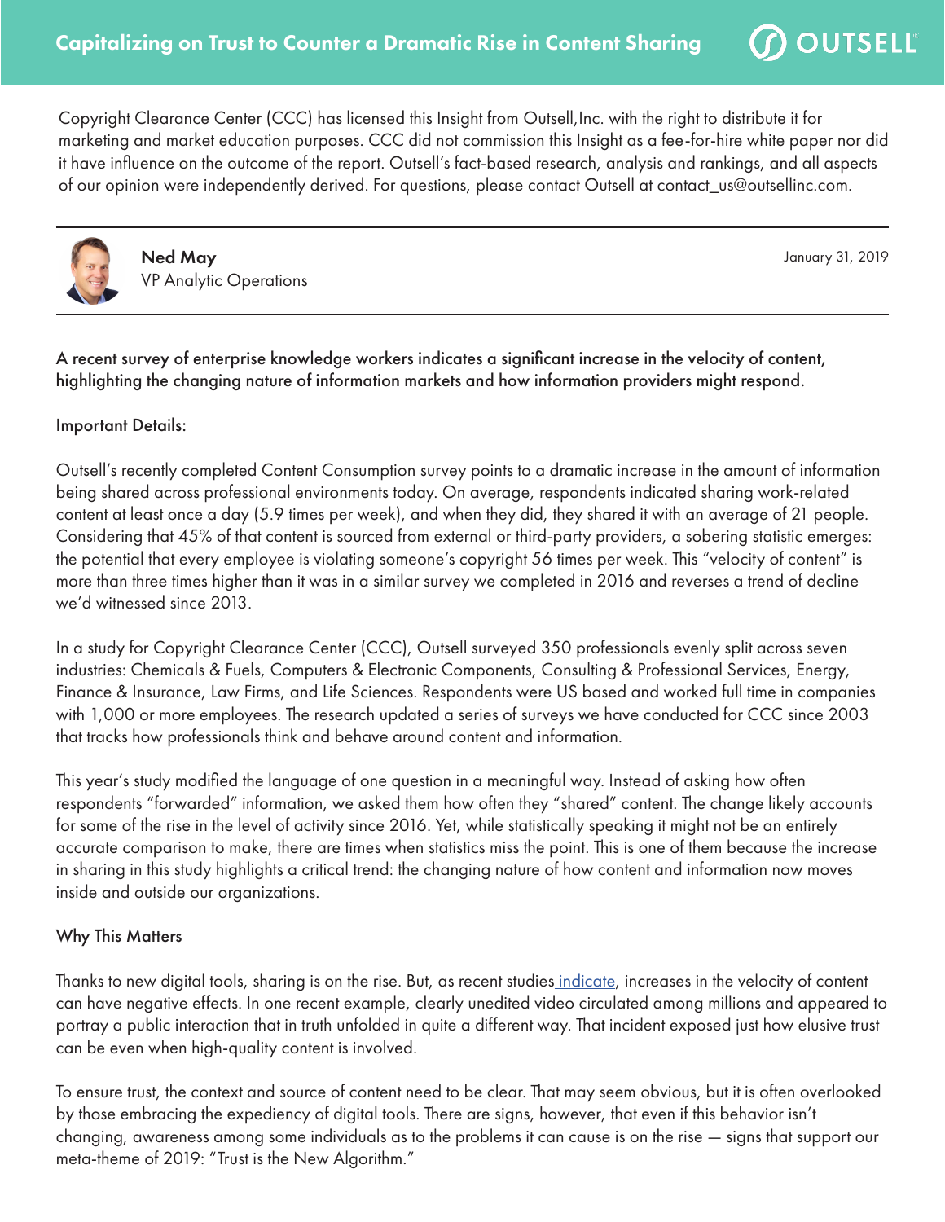# Capitalizing on Trust to Counter a Dramatic Rise in Content Sharing

Copyright Clearance Center (CCC) has licensed this Insight from Outsell, Inc. with the right to distribute it for marketing and market education purposes. CCC did not commission this Insight as a fee-for-hire white paper nor did it have influence on the outcome of the report. Outsell's fact-based research, analysis and rankings, and all aspects of our opinion were independently derived. For questions, please contact Outsell at contact_us@outsellinc.com.

---

**Ned May**
VP Analytic Operations

January 31, 2019

---

A recent survey of enterprise knowledge workers indicates a significant increase in the velocity of content, highlighting the changing nature of information markets and how information providers might respond.

## Important Details:

Outsell's recently completed Content Consumption survey points to a dramatic increase in the amount of information being shared across professional environments today. On average, respondents indicated sharing work-related content at least once a day (5.9 times per week), and when they did, they shared it with an average of 21 people. Considering that 45% of that content is sourced from external or third-party providers, a sobering statistic emerges: the potential that every employee is violating someone's copyright 56 times per week. This "velocity of content" is more than three times higher than it was in a similar survey we completed in 2016 and reverses a trend of decline we'd witnessed since 2013.

In a study for Copyright Clearance Center (CCC), Outsell surveyed 350 professionals evenly split across seven industries: Chemicals & Fuels, Computers & Electronic Components, Consulting & Professional Services, Energy, Finance & Insurance, Law Firms, and Life Sciences. Respondents were US based and worked full time in companies with 1,000 or more employees. The research updated a series of surveys we have conducted for CCC since 2003 that tracks how professionals think and behave around content and information.

This year's study modified the language of one question in a meaningful way. Instead of asking how often respondents "forwarded" information, we asked them how often they "shared" content. The change likely accounts for some of the rise in the level of activity since 2016. Yet, while statistically speaking it might not be an entirely accurate comparison to make, there are times when statistics miss the point. This is one of them because the increase in sharing in this study highlights a critical trend: the changing nature of how content and information now moves inside and outside our organizations.

## Why This Matters

Thanks to new digital tools, sharing is on the rise. But, as recent studies indicate, increases in the velocity of content can have negative effects. In one recent example, clearly unedited video circulated among millions and appeared to portray a public interaction that in truth unfolded in quite a different way. That incident exposed just how elusive trust can be even when high-quality content is involved.

To ensure trust, the context and source of content need to be clear. That may seem obvious, but it is often overlooked by those embracing the expediency of digital tools. There are signs, however, that even if this behavior isn't changing, awareness among some individuals as to the problems it can cause is on the rise — signs that support our meta-theme of 2019: "Trust is the New Algorithm."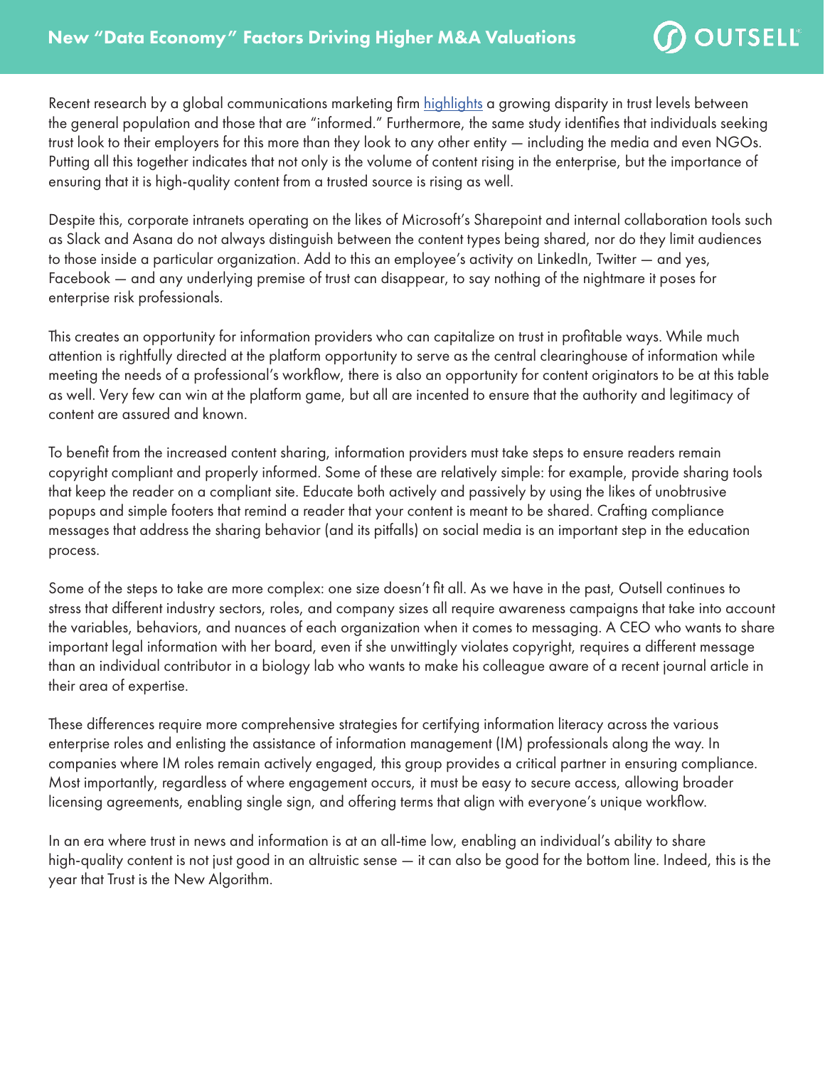Recent research by a global communications marketing firm highlights a growing disparity in trust levels between the general population and those that are "informed." Furthermore, the same study identifies that individuals seeking trust look to their employers for this more than they look to any other entity — including the media and even NGOs. Putting all this together indicates that not only is the volume of content rising in the enterprise, but the importance of ensuring that it is high-quality content from a trusted source is rising as well.

Despite this, corporate intranets operating on the likes of Microsoft's Sharepoint and internal collaboration tools such as Slack and Asana do not always distinguish between the content types being shared, nor do they limit audiences to those inside a particular organization. Add to this an employee's activity on LinkedIn, Twitter — and yes, Facebook — and any underlying premise of trust can disappear, to say nothing of the nightmare it poses for enterprise risk professionals.

This creates an opportunity for information providers who can capitalize on trust in profitable ways. While much attention is rightfully directed at the platform opportunity to serve as the central clearinghouse of information while meeting the needs of a professional's workflow, there is also an opportunity for content originators to be at this table as well. Very few can win at the platform game, but all are incented to ensure that the authority and legitimacy of content are assured and known.

To benefit from the increased content sharing, information providers must take steps to ensure readers remain copyright compliant and properly informed. Some of these are relatively simple: for example, provide sharing tools that keep the reader on a compliant site. Educate both actively and passively by using the likes of unobtrusive popups and simple footers that remind a reader that your content is meant to be shared. Crafting compliance messages that address the sharing behavior (and its pitfalls) on social media is an important step in the education process.

Some of the steps to take are more complex: one size doesn't fit all. As we have in the past, Outsell continues to stress that different industry sectors, roles, and company sizes all require awareness campaigns that take into account the variables, behaviors, and nuances of each organization when it comes to messaging. A CEO who wants to share important legal information with her board, even if she unwittingly violates copyright, requires a different message than an individual contributor in a biology lab who wants to make his colleague aware of a recent journal article in their area of expertise.

These differences require more comprehensive strategies for certifying information literacy across the various enterprise roles and enlisting the assistance of information management (IM) professionals along the way. In companies where IM roles remain actively engaged, this group provides a critical partner in ensuring compliance. Most importantly, regardless of where engagement occurs, it must be easy to secure access, allowing broader licensing agreements, enabling single sign, and offering terms that align with everyone's unique workflow.

In an era where trust in news and information is at an all-time low, enabling an individual's ability to share high-quality content is not just good in an altruistic sense — it can also be good for the bottom line. Indeed, this is the year that Trust is the New Algorithm.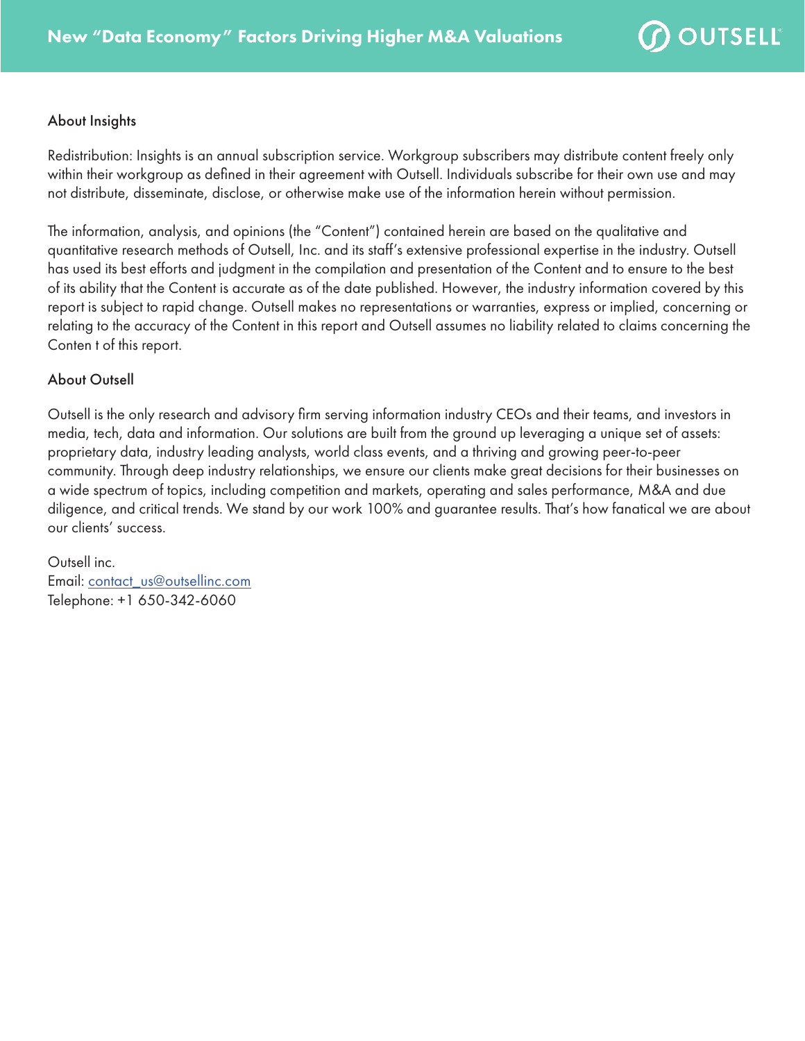## About Insights

Redistribution: Insights is an annual subscription service. Workgroup subscribers may distribute content freely only within their workgroup as defined in their agreement with Outsell. Individuals subscribe for their own use and may not distribute, disseminate, disclose, or otherwise make use of the information herein without permission.

The information, analysis, and opinions (the "Content") contained herein are based on the qualitative and quantitative research methods of Outsell, Inc. and its staff's extensive professional expertise in the industry. Outsell has used its best efforts and judgment in the compilation and presentation of the Content and to ensure to the best of its ability that the Content is accurate as of the date published. However, the industry information covered by this report is subject to rapid change. Outsell makes no representations or warranties, express or implied, concerning or relating to the accuracy of the Content in this report and Outsell assumes no liability related to claims concerning the Conten t of this report.

## About Outsell

Outsell is the only research and advisory firm serving information industry CEOs and their teams, and investors in media, tech, data and information. Our solutions are built from the ground up leveraging a unique set of assets: proprietary data, industry leading analysts, world class events, and a thriving and growing peer-to-peer community. Through deep industry relationships, we ensure our clients make great decisions for their businesses on a wide spectrum of topics, including competition and markets, operating and sales performance, M&A and due diligence, and critical trends. We stand by our work 100% and guarantee results. That's how fanatical we are about our clients' success.

Outsell inc.
Email: contact_us@outsellinc.com
Telephone: +1 650-342-6060